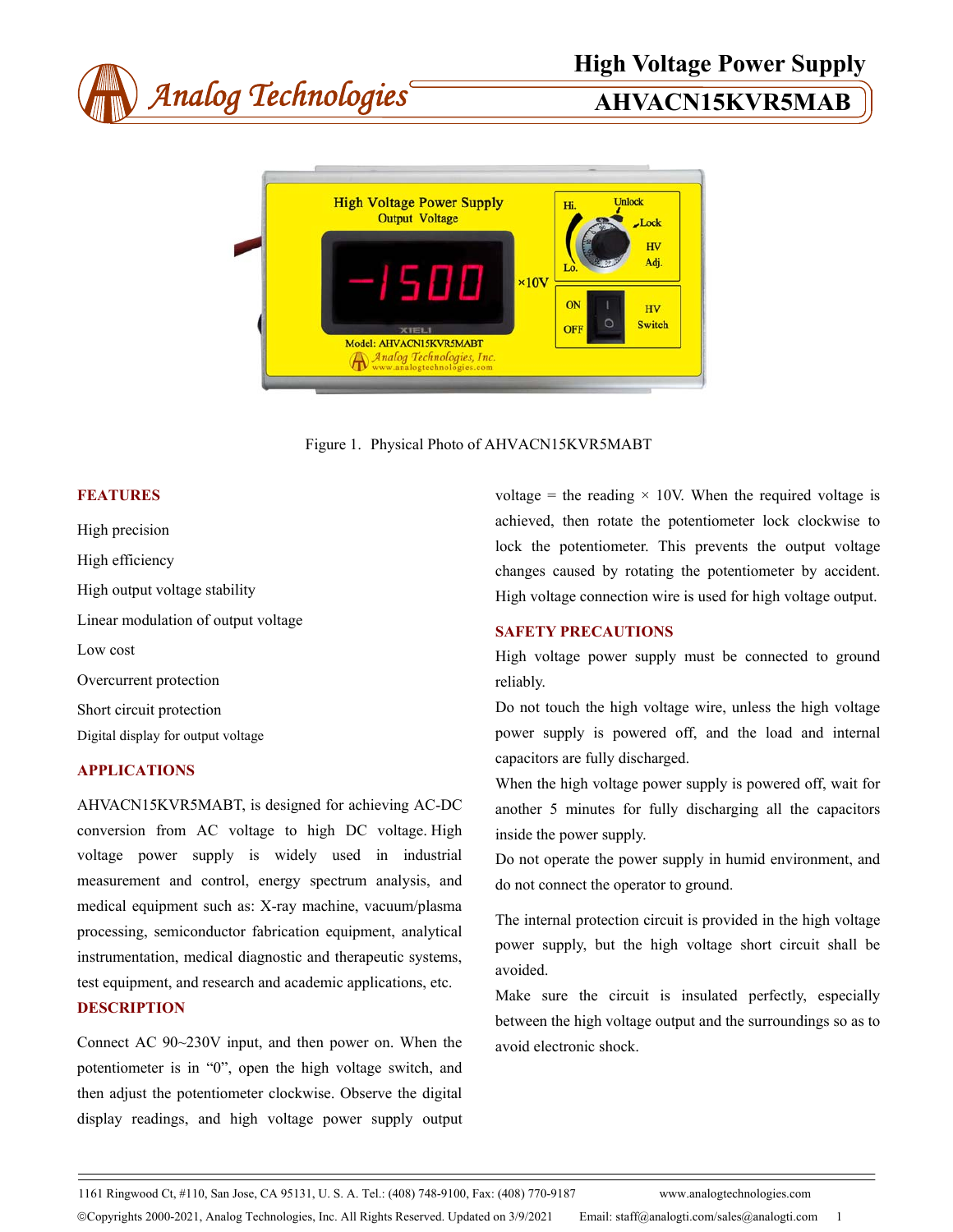# High Voltage Power Supply

# AHVACN15KVR5MAB

Figure 1. Physical Photo of AHVACN15KVR5MABT

## FEATURES

High precision

High efficiency

High output voltage stability

Linear modulation of output voltage

Low cost

Overcurrent protection

Short circuit protection

Digital display for output voltage

## APPLICATIONS

AHVACN15KVR5MABT, is designed for achieving AC-DC conversion from AC voltage to high DC voltage. High voltage power supply is widely used in industrial measurement and control, energy spectrum analysis, and medical equipment such as: X-ray machine, vacuum/plasma processing, semiconductor fabrication equipment, analytical instrumentation, medical diagnostic and therapeutic systems, test equipment, and research and academic applications, etc.

## DESCRIPTION

Connect AC 90~230V input, and then power on. When the potentiometer is in "0", open the high voltage switch, and then adjust the potentiometer clockwise. Observe the digital display readings, and high voltage power supply output voltage = the reading × 10V. When the required voltage is achieved, then rotate the potentiometer lock clockwise to lock the potentiometer. This prevents the output voltage changes caused by rotating the potentiometer by accident. High voltage connection wire is used for high voltage output.

## SAFETY PRECAUTIONS

High voltage power supply must be connected to ground reliably.

Do not touch the high voltage wire, unless the high voltage power supply is powered off, and the load and internal capacitors are fully discharged.

When the high voltage power supply is powered off, wait for another 5 minutes for fully discharging all the capacitors inside the power supply.

Do not operate the power supply in humid environment, and do not connect the operator to ground.

The internal protection circuit is provided in the high voltage power supply, but the high voltage short circuit shall be avoided.

Make sure the circuit is insulated perfectly, especially between the high voltage output and the surroundings so as to avoid electronic shock.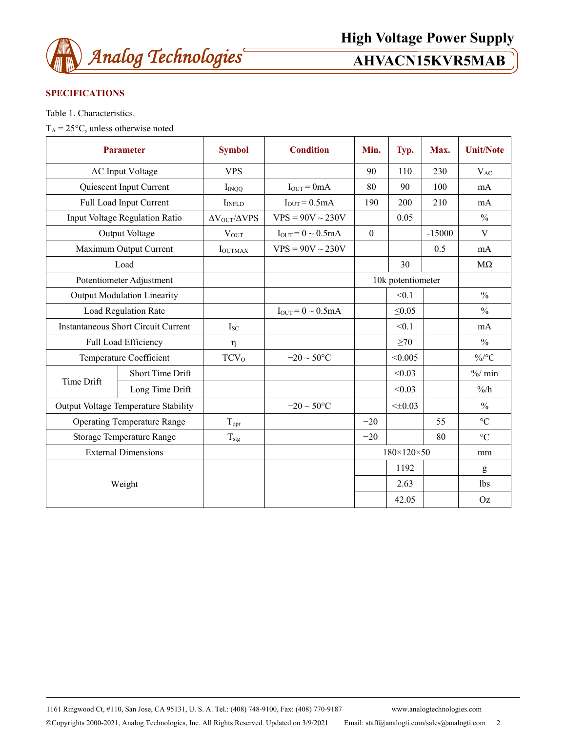## SPECIFICATIONS

Table 1. Characteristics.

$T_A$ = 25°C, unless otherwise noted

| Parameter | | Symbol | Condition | Min. | Typ. | Max. | Unit/Note |
|---|---|---|---|---|---|---|---|
| AC Input Voltage | | VPS | | 90 | 110 | 230 | $V_{AC}$ |
| Quiescent Input Current | | $I_{INQQ}$ | $I_{OUT}$ = 0mA | 80 | 90 | 100 | mA |
| Full Load Input Current | | $I_{INFLD}$ | $I_{OUT}$ = 0.5mA | 190 | 200 | 210 | mA |
| Input Voltage Regulation Ratio | | $\Delta V_{OUT}/\Delta VPS$ | VPS = 90V ~ 230V | | 0.05 | | % |
| Output Voltage | | $V_{OUT}$ | $I_{OUT}$ = 0 ~ 0.5mA | 0 | | -15000 | V |
| Maximum Output Current | | $I_{OUTMAX}$ | VPS = 90V ~ 230V | | | 0.5 | mA |
| Load | | | | | 30 | | MΩ |
| Potentiometer Adjustment | | | | 10k potentiometer | | | |
| Output Modulation Linearity | | | | | <0.1 | | % |
| Load Regulation Rate | | | $I_{OUT}$ = 0 ~ 0.5mA | | ≤0.05 | | % |
| Instantaneous Short Circuit Current | | $I_{SC}$ | | | <0.1 | | mA |
| Full Load Efficiency | | η | | | ≥70 | | % |
| Temperature Coefficient | | $TCV_O$ | −20 ~ 50°C | | <0.005 | | %/°C |
| Time Drift | Short Time Drift | | | | <0.03 | | %/ min |
| | Long Time Drift | | | | <0.03 | | %/h |
| Output Voltage Temperature Stability | | | −20 ~ 50°C | | <±0.03 | | % |
| Operating Temperature Range | | $T_{opr}$ | | −20 | | 55 | °C |
| Storage Temperature Range | | $T_{stg}$ | | −20 | | 80 | °C |
| External Dimensions | | | | 180×120×50 | | | mm |
| Weight | | | | | 1192 | | g |
| | | | | | 2.63 | | lbs |
| | | | | | 42.05 | | Oz |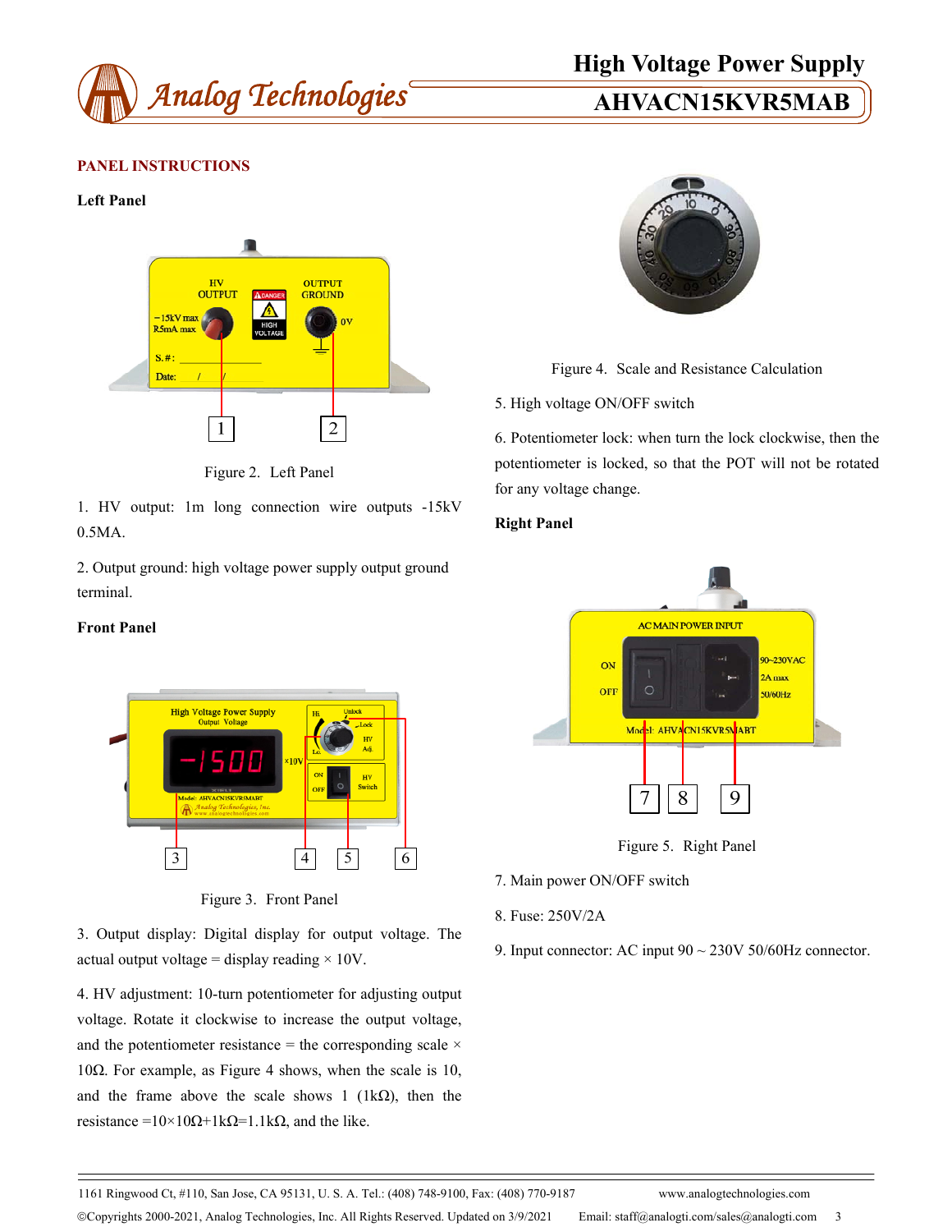## PANEL INSTRUCTIONS

### Left Panel

Figure 2. Left Panel

1. HV output: 1m long connection wire outputs -15kV 0.5MA.

2. Output ground: high voltage power supply output ground terminal.

### Front Panel

Figure 3. Front Panel

3. Output display: Digital display for output voltage. The actual output voltage = display reading × 10V.

4. HV adjustment: 10-turn potentiometer for adjusting output voltage. Rotate it clockwise to increase the output voltage, and the potentiometer resistance = the corresponding scale × 10Ω. For example, as Figure 4 shows, when the scale is 10, and the frame above the scale shows 1 (1kΩ), then the resistance =10×10Ω+1kΩ=1.1kΩ, and the like.

Figure 4. Scale and Resistance Calculation

5. High voltage ON/OFF switch

6. Potentiometer lock: when turn the lock clockwise, then the potentiometer is locked, so that the POT will not be rotated for any voltage change.

### Right Panel

Figure 5. Right Panel

7. Main power ON/OFF switch

8. Fuse: 250V/2A

9. Input connector: AC input 90 ~ 230V 50/60Hz connector.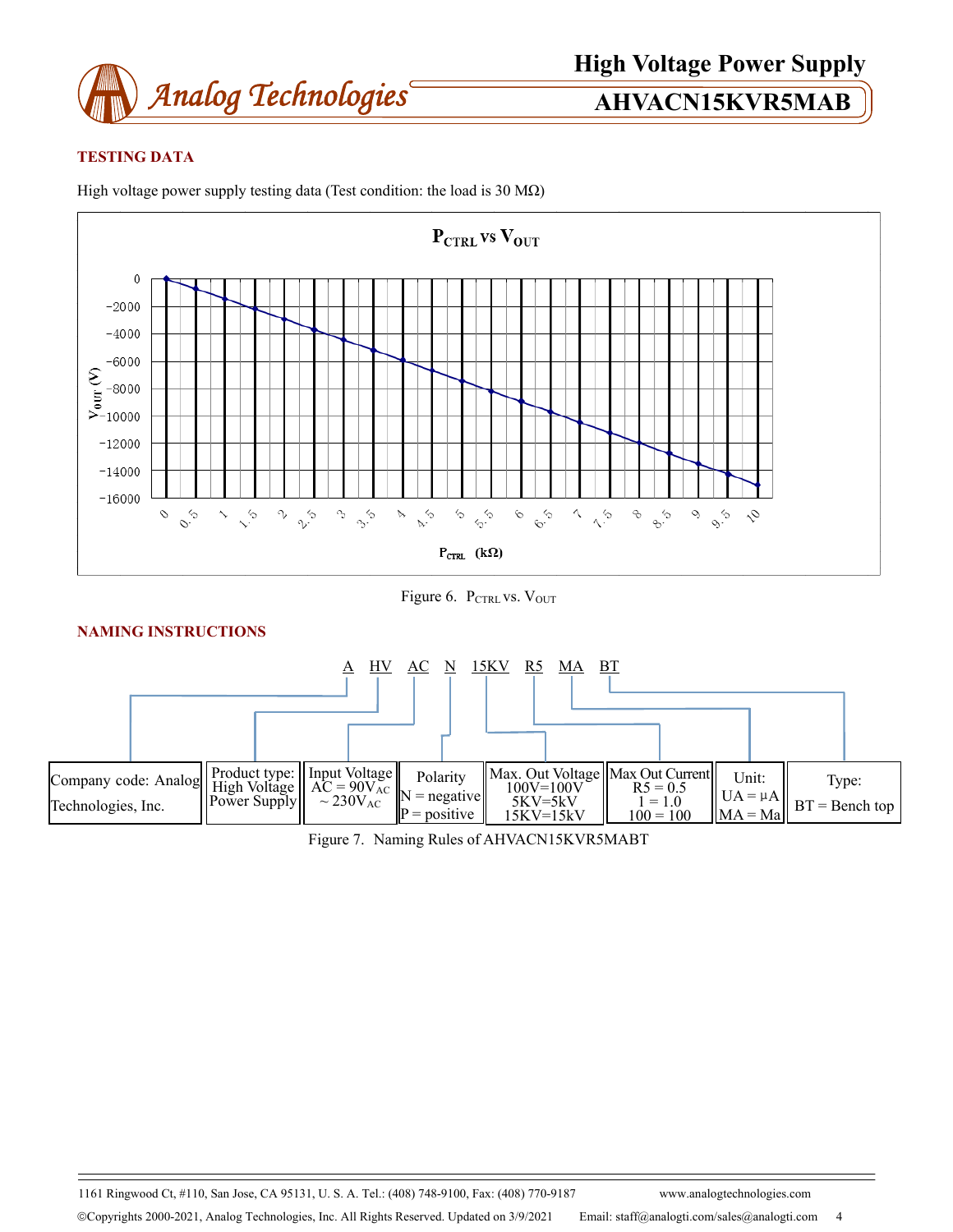## TESTING DATA

High voltage power supply testing data (Test condition: the load is 30 MΩ)

Figure 6. $P_{CTRL}$ vs. $V_{OUT}$

## NAMING INSTRUCTIONS

A HV AC N 15KV R5 MA BT

| Company code: Analog Technologies, Inc. | Product type: High Voltage Power Supply | Input Voltage AC = $90V_{AC}$ ~ $230V_{AC}$ | Polarity N = negative P = positive | Max. Out Voltage 100V=100V 5KV=5kV 15KV=15kV | Max Out Current R5 = 0.5 1 = 1.0 100 = 100 | Unit: UA = μA MA = Ma | Type: BT = Bench top |
|---|---|---|---|---|---|---|---|

Figure 7. Naming Rules of AHVACN15KVR5MABT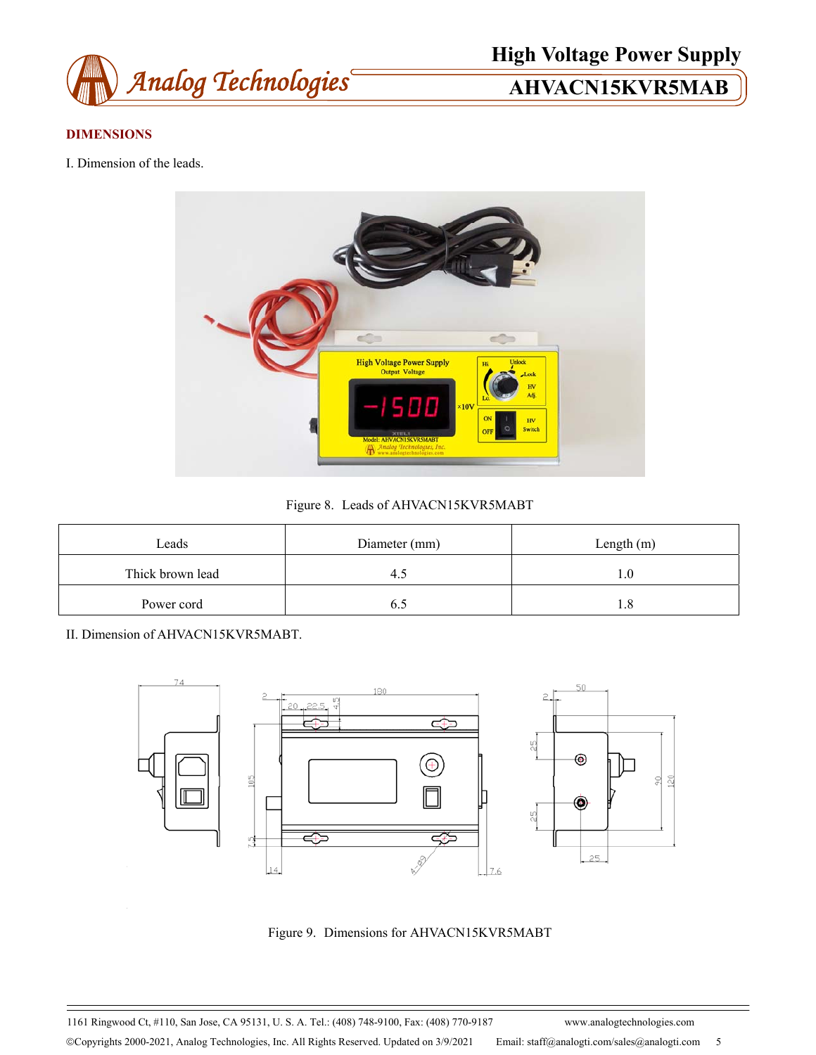## DIMENSIONS

I. Dimension of the leads.

Figure 8. Leads of AHVACN15KVR5MABT

| Leads | Diameter (mm) | Length (m) |
|---|---|---|
| Thick brown lead | 4.5 | 1.0 |
| Power cord | 6.5 | 1.8 |

II. Dimension of AHVACN15KVR5MABT.

Figure 9. Dimensions for AHVACN15KVR5MABT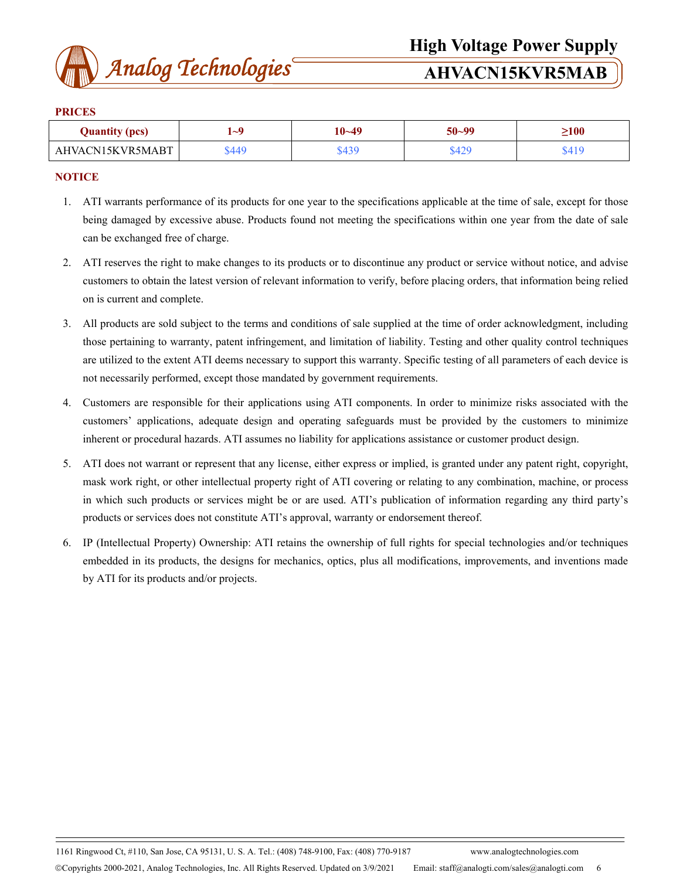## PRICES

| Quantity (pcs) | 1~9 | 10~49 | 50~99 | ≥100 |
|---|---|---|---|---|
| AHVACN15KVR5MABT | $449 | $439 | $429 | $419 |

## NOTICE

1. ATI warrants performance of its products for one year to the specifications applicable at the time of sale, except for those being damaged by excessive abuse. Products found not meeting the specifications within one year from the date of sale can be exchanged free of charge.
2. ATI reserves the right to make changes to its products or to discontinue any product or service without notice, and advise customers to obtain the latest version of relevant information to verify, before placing orders, that information being relied on is current and complete.
3. All products are sold subject to the terms and conditions of sale supplied at the time of order acknowledgment, including those pertaining to warranty, patent infringement, and limitation of liability. Testing and other quality control techniques are utilized to the extent ATI deems necessary to support this warranty. Specific testing of all parameters of each device is not necessarily performed, except those mandated by government requirements.
4. Customers are responsible for their applications using ATI components. In order to minimize risks associated with the customers' applications, adequate design and operating safeguards must be provided by the customers to minimize inherent or procedural hazards. ATI assumes no liability for applications assistance or customer product design.
5. ATI does not warrant or represent that any license, either express or implied, is granted under any patent right, copyright, mask work right, or other intellectual property right of ATI covering or relating to any combination, machine, or process in which such products or services might be or are used. ATI's publication of information regarding any third party's products or services does not constitute ATI's approval, warranty or endorsement thereof.
6. IP (Intellectual Property) Ownership: ATI retains the ownership of full rights for special technologies and/or techniques embedded in its products, the designs for mechanics, optics, plus all modifications, improvements, and inventions made by ATI for its products and/or projects.